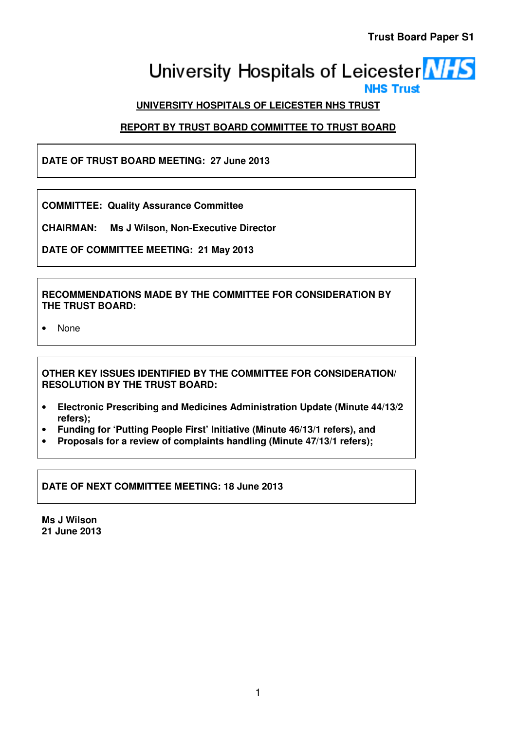**Trust Board Paper S1**

University Hospitals of Leicester NHS Trust

## UNIVERSITY HOSPITALS OF LEICESTER NHS TRUST

## REPORT BY TRUST BOARD COMMITTEE TO TRUST BOARD

**DATE OF TRUST BOARD MEETING: 27 June 2013**

**COMMITTEE: Quality Assurance Committee**

**CHAIRMAN: Ms J Wilson, Non-Executive Director**

**DATE OF COMMITTEE MEETING: 21 May 2013**

**RECOMMENDATIONS MADE BY THE COMMITTEE FOR CONSIDERATION BY THE TRUST BOARD:**

- None

**OTHER KEY ISSUES IDENTIFIED BY THE COMMITTEE FOR CONSIDERATION/ RESOLUTION BY THE TRUST BOARD:**

- **Electronic Prescribing and Medicines Administration Update (Minute 44/13/2 refers);**
- **Funding for 'Putting People First' Initiative (Minute 46/13/1 refers), and**
- **Proposals for a review of complaints handling (Minute 47/13/1 refers);**

**DATE OF NEXT COMMITTEE MEETING: 18 June 2013**

**Ms J Wilson**
**21 June 2013**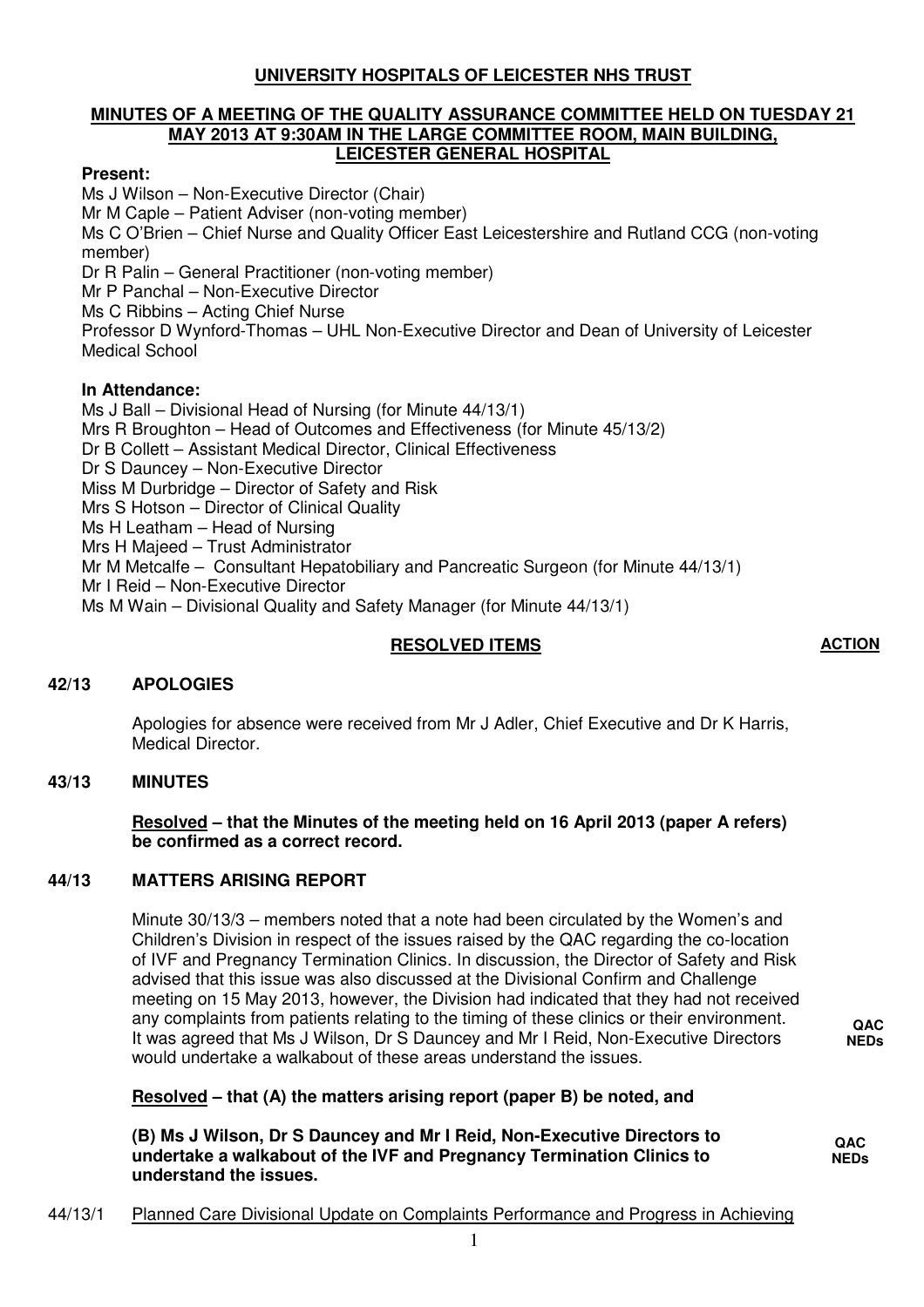**UNIVERSITY HOSPITALS OF LEICESTER NHS TRUST**

**MINUTES OF A MEETING OF THE QUALITY ASSURANCE COMMITTEE HELD ON TUESDAY 21 MAY 2013 AT 9:30AM IN THE LARGE COMMITTEE ROOM, MAIN BUILDING, LEICESTER GENERAL HOSPITAL**

**Present:**

Ms J Wilson – Non-Executive Director (Chair)
Mr M Caple – Patient Adviser (non-voting member)
Ms C O'Brien – Chief Nurse and Quality Officer East Leicestershire and Rutland CCG (non-voting member)
Dr R Palin – General Practitioner (non-voting member)
Mr P Panchal – Non-Executive Director
Ms C Ribbins – Acting Chief Nurse
Professor D Wynford-Thomas – UHL Non-Executive Director and Dean of University of Leicester Medical School

**In Attendance:**

Ms J Ball – Divisional Head of Nursing (for Minute 44/13/1)
Mrs R Broughton – Head of Outcomes and Effectiveness (for Minute 45/13/2)
Dr B Collett – Assistant Medical Director, Clinical Effectiveness
Dr S Dauncey – Non-Executive Director
Miss M Durbridge – Director of Safety and Risk
Mrs S Hotson – Director of Clinical Quality
Ms H Leatham – Head of Nursing
Mrs H Majeed – Trust Administrator
Mr M Metcalfe – Consultant Hepatobiliary and Pancreatic Surgeon (for Minute 44/13/1)
Mr I Reid – Non-Executive Director
Ms M Wain – Divisional Quality and Safety Manager (for Minute 44/13/1)

**RESOLVED ITEMS** — **ACTION**

**42/13 APOLOGIES**

Apologies for absence were received from Mr J Adler, Chief Executive and Dr K Harris, Medical Director.

**43/13 MINUTES**

**Resolved – that the Minutes of the meeting held on 16 April 2013 (paper A refers) be confirmed as a correct record.**

**44/13 MATTERS ARISING REPORT**

Minute 30/13/3 – members noted that a note had been circulated by the Women's and Children's Division in respect of the issues raised by the QAC regarding the co-location of IVF and Pregnancy Termination Clinics. In discussion, the Director of Safety and Risk advised that this issue was also discussed at the Divisional Confirm and Challenge meeting on 15 May 2013, however, the Division had indicated that they had not received any complaints from patients relating to the timing of these clinics or their environment. It was agreed that Ms J Wilson, Dr S Dauncey and Mr I Reid, Non-Executive Directors would undertake a walkabout of these areas understand the issues. — **QAC NEDs**

**Resolved – that (A) the matters arising report (paper B) be noted, and**

**(B) Ms J Wilson, Dr S Dauncey and Mr I Reid, Non-Executive Directors to undertake a walkabout of the IVF and Pregnancy Termination Clinics to understand the issues.** — **QAC NEDs**

44/13/1 Planned Care Divisional Update on Complaints Performance and Progress in Achieving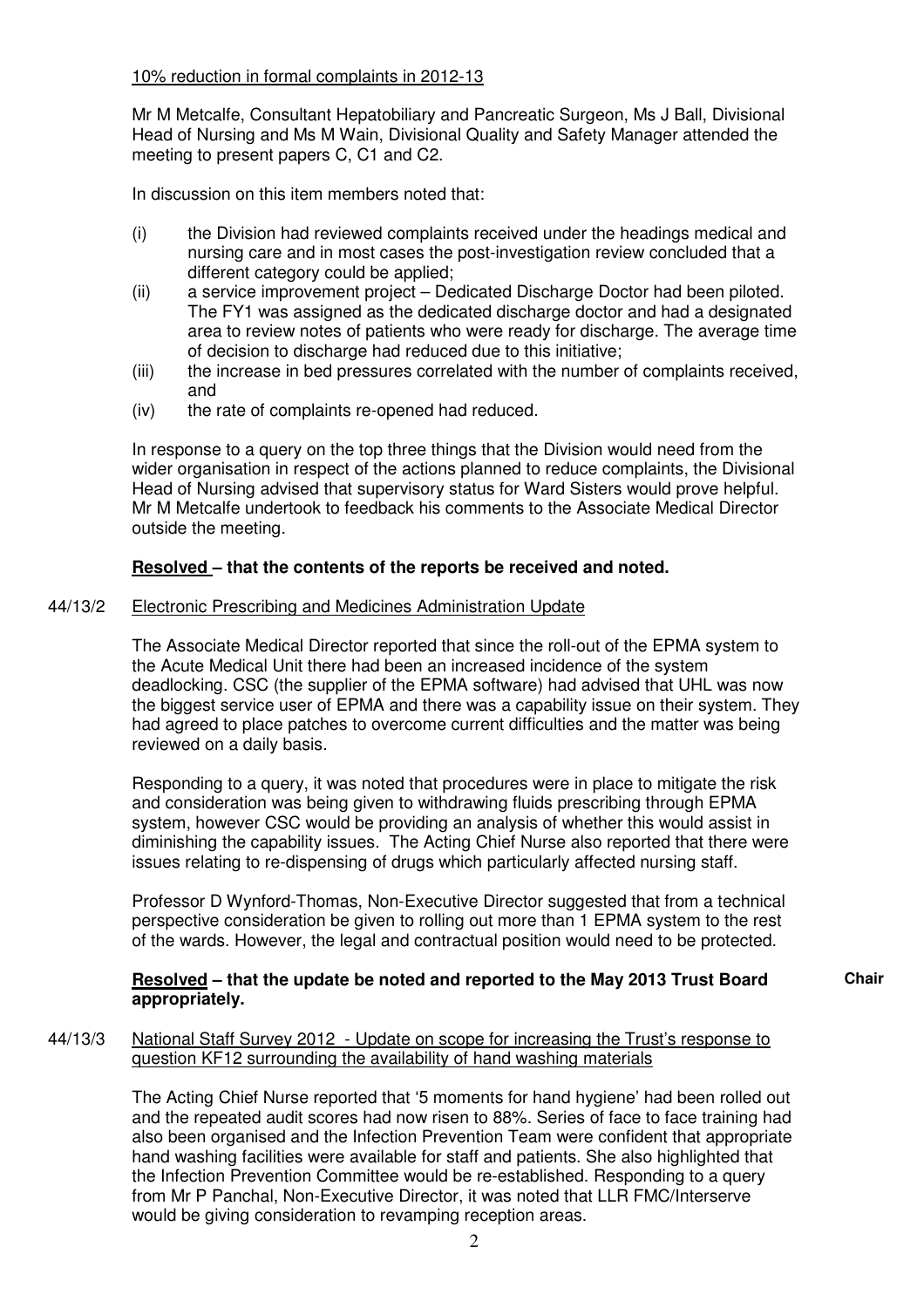10% reduction in formal complaints in 2012-13

Mr M Metcalfe, Consultant Hepatobiliary and Pancreatic Surgeon, Ms J Ball, Divisional Head of Nursing and Ms M Wain, Divisional Quality and Safety Manager attended the meeting to present papers C, C1 and C2.

In discussion on this item members noted that:

(i) the Division had reviewed complaints received under the headings medical and nursing care and in most cases the post-investigation review concluded that a different category could be applied;

(ii) a service improvement project – Dedicated Discharge Doctor had been piloted. The FY1 was assigned as the dedicated discharge doctor and had a designated area to review notes of patients who were ready for discharge. The average time of decision to discharge had reduced due to this initiative;

(iii) the increase in bed pressures correlated with the number of complaints received, and

(iv) the rate of complaints re-opened had reduced.

In response to a query on the top three things that the Division would need from the wider organisation in respect of the actions planned to reduce complaints, the Divisional Head of Nursing advised that supervisory status for Ward Sisters would prove helpful. Mr M Metcalfe undertook to feedback his comments to the Associate Medical Director outside the meeting.

**Resolved – that the contents of the reports be received and noted.**

44/13/2 Electronic Prescribing and Medicines Administration Update

The Associate Medical Director reported that since the roll-out of the EPMA system to the Acute Medical Unit there had been an increased incidence of the system deadlocking. CSC (the supplier of the EPMA software) had advised that UHL was now the biggest service user of EPMA and there was a capability issue on their system. They had agreed to place patches to overcome current difficulties and the matter was being reviewed on a daily basis.

Responding to a query, it was noted that procedures were in place to mitigate the risk and consideration was being given to withdrawing fluids prescribing through EPMA system, however CSC would be providing an analysis of whether this would assist in diminishing the capability issues. The Acting Chief Nurse also reported that there were issues relating to re-dispensing of drugs which particularly affected nursing staff.

Professor D Wynford-Thomas, Non-Executive Director suggested that from a technical perspective consideration be given to rolling out more than 1 EPMA system to the rest of the wards. However, the legal and contractual position would need to be protected.

**Resolved – that the update be noted and reported to the May 2013 Trust Board appropriately.** **Chair**

44/13/3 National Staff Survey 2012 - Update on scope for increasing the Trust's response to question KF12 surrounding the availability of hand washing materials

The Acting Chief Nurse reported that '5 moments for hand hygiene' had been rolled out and the repeated audit scores had now risen to 88%. Series of face to face training had also been organised and the Infection Prevention Team were confident that appropriate hand washing facilities were available for staff and patients. She also highlighted that the Infection Prevention Committee would be re-established. Responding to a query from Mr P Panchal, Non-Executive Director, it was noted that LLR FMC/Interserve would be giving consideration to revamping reception areas.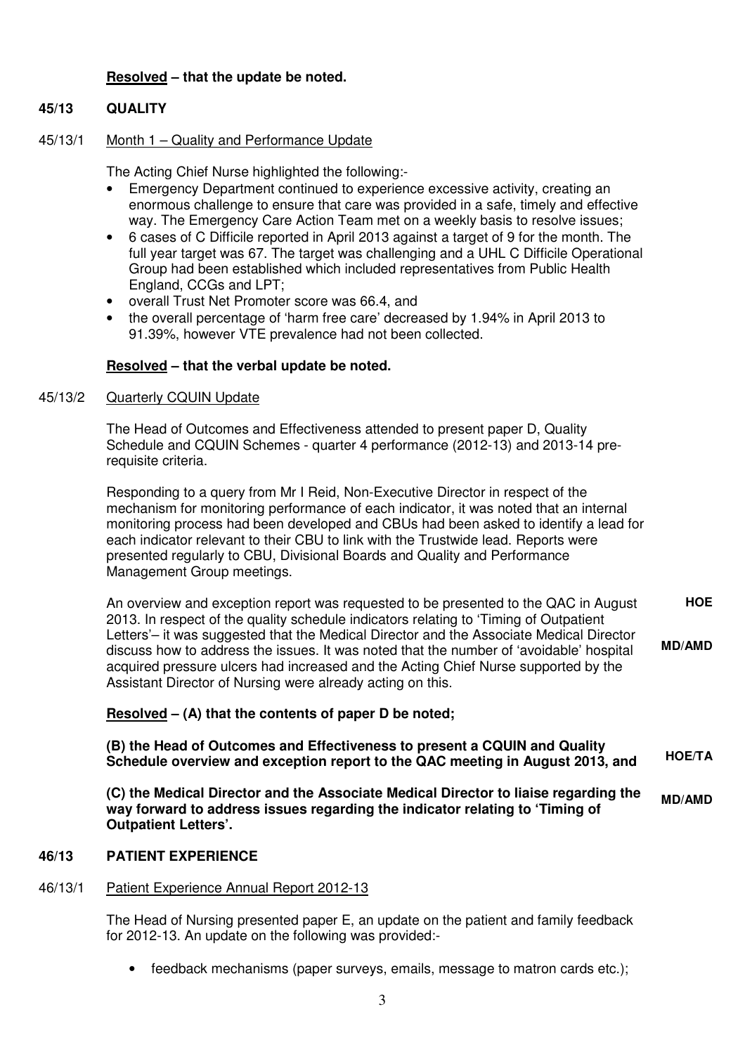**Resolved – that the update be noted.**

## 45/13 QUALITY

45/13/1 Month 1 – Quality and Performance Update

The Acting Chief Nurse highlighted the following:-

- Emergency Department continued to experience excessive activity, creating an enormous challenge to ensure that care was provided in a safe, timely and effective way. The Emergency Care Action Team met on a weekly basis to resolve issues;
- 6 cases of C Difficile reported in April 2013 against a target of 9 for the month. The full year target was 67. The target was challenging and a UHL C Difficile Operational Group had been established which included representatives from Public Health England, CCGs and LPT;
- overall Trust Net Promoter score was 66.4, and
- the overall percentage of 'harm free care' decreased by 1.94% in April 2013 to 91.39%, however VTE prevalence had not been collected.

**Resolved – that the verbal update be noted.**

45/13/2 Quarterly CQUIN Update

The Head of Outcomes and Effectiveness attended to present paper D, Quality Schedule and CQUIN Schemes - quarter 4 performance (2012-13) and 2013-14 pre-requisite criteria.

Responding to a query from Mr I Reid, Non-Executive Director in respect of the mechanism for monitoring performance of each indicator, it was noted that an internal monitoring process had been developed and CBUs had been asked to identify a lead for each indicator relevant to their CBU to link with the Trustwide lead. Reports were presented regularly to CBU, Divisional Boards and Quality and Performance Management Group meetings.

An overview and exception report was requested to be presented to the QAC in August 2013. In respect of the quality schedule indicators relating to 'Timing of Outpatient Letters'– it was suggested that the Medical Director and the Associate Medical Director discuss how to address the issues. It was noted that the number of 'avoidable' hospital acquired pressure ulcers had increased and the Acting Chief Nurse supported by the Assistant Director of Nursing were already acting on this. **HOE** **MD/AMD**

**Resolved – (A) that the contents of paper D be noted;**

**(B) the Head of Outcomes and Effectiveness to present a CQUIN and Quality Schedule overview and exception report to the QAC meeting in August 2013, and** **HOE/TA**

**(C) the Medical Director and the Associate Medical Director to liaise regarding the way forward to address issues regarding the indicator relating to 'Timing of Outpatient Letters'.** **MD/AMD**

## 46/13 PATIENT EXPERIENCE

46/13/1 Patient Experience Annual Report 2012-13

The Head of Nursing presented paper E, an update on the patient and family feedback for 2012-13. An update on the following was provided:-

- feedback mechanisms (paper surveys, emails, message to matron cards etc.);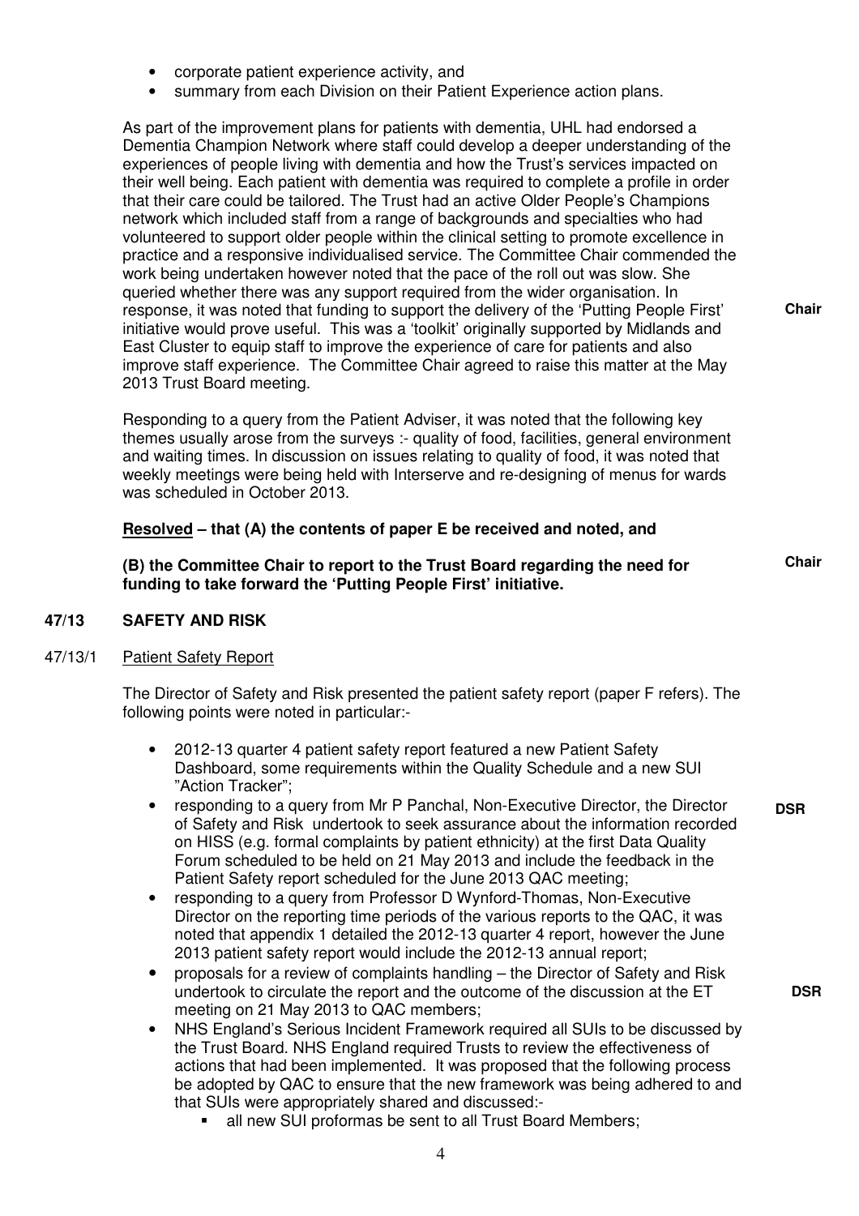- corporate patient experience activity, and
- summary from each Division on their Patient Experience action plans.

As part of the improvement plans for patients with dementia, UHL had endorsed a Dementia Champion Network where staff could develop a deeper understanding of the experiences of people living with dementia and how the Trust's services impacted on their well being. Each patient with dementia was required to complete a profile in order that their care could be tailored. The Trust had an active Older People's Champions network which included staff from a range of backgrounds and specialties who had volunteered to support older people within the clinical setting to promote excellence in practice and a responsive individualised service. The Committee Chair commended the work being undertaken however noted that the pace of the roll out was slow. She queried whether there was any support required from the wider organisation. In response, it was noted that funding to support the delivery of the 'Putting People First' initiative would prove useful. This was a 'toolkit' originally supported by Midlands and East Cluster to equip staff to improve the experience of care for patients and also improve staff experience. The Committee Chair agreed to raise this matter at the May 2013 Trust Board meeting. **Chair**

Responding to a query from the Patient Adviser, it was noted that the following key themes usually arose from the surveys :- quality of food, facilities, general environment and waiting times. In discussion on issues relating to quality of food, it was noted that weekly meetings were being held with Interserve and re-designing of menus for wards was scheduled in October 2013.

**Resolved – that (A) the contents of paper E be received and noted, and**

**(B) the Committee Chair to report to the Trust Board regarding the need for funding to take forward the 'Putting People First' initiative.** **Chair**

## 47/13 SAFETY AND RISK

### 47/13/1 Patient Safety Report

The Director of Safety and Risk presented the patient safety report (paper F refers). The following points were noted in particular:-

- 2012-13 quarter 4 patient safety report featured a new Patient Safety Dashboard, some requirements within the Quality Schedule and a new SUI "Action Tracker";
- responding to a query from Mr P Panchal, Non-Executive Director, the Director of Safety and Risk undertook to seek assurance about the information recorded on HISS (e.g. formal complaints by patient ethnicity) at the first Data Quality Forum scheduled to be held on 21 May 2013 and include the feedback in the Patient Safety report scheduled for the June 2013 QAC meeting; **DSR**
- responding to a query from Professor D Wynford-Thomas, Non-Executive Director on the reporting time periods of the various reports to the QAC, it was noted that appendix 1 detailed the 2012-13 quarter 4 report, however the June 2013 patient safety report would include the 2012-13 annual report;
- proposals for a review of complaints handling – the Director of Safety and Risk undertook to circulate the report and the outcome of the discussion at the ET meeting on 21 May 2013 to QAC members; **DSR**
- NHS England's Serious Incident Framework required all SUIs to be discussed by the Trust Board. NHS England required Trusts to review the effectiveness of actions that had been implemented. It was proposed that the following process be adopted by QAC to ensure that the new framework was being adhered to and that SUIs were appropriately shared and discussed:-
  - all new SUI proformas be sent to all Trust Board Members;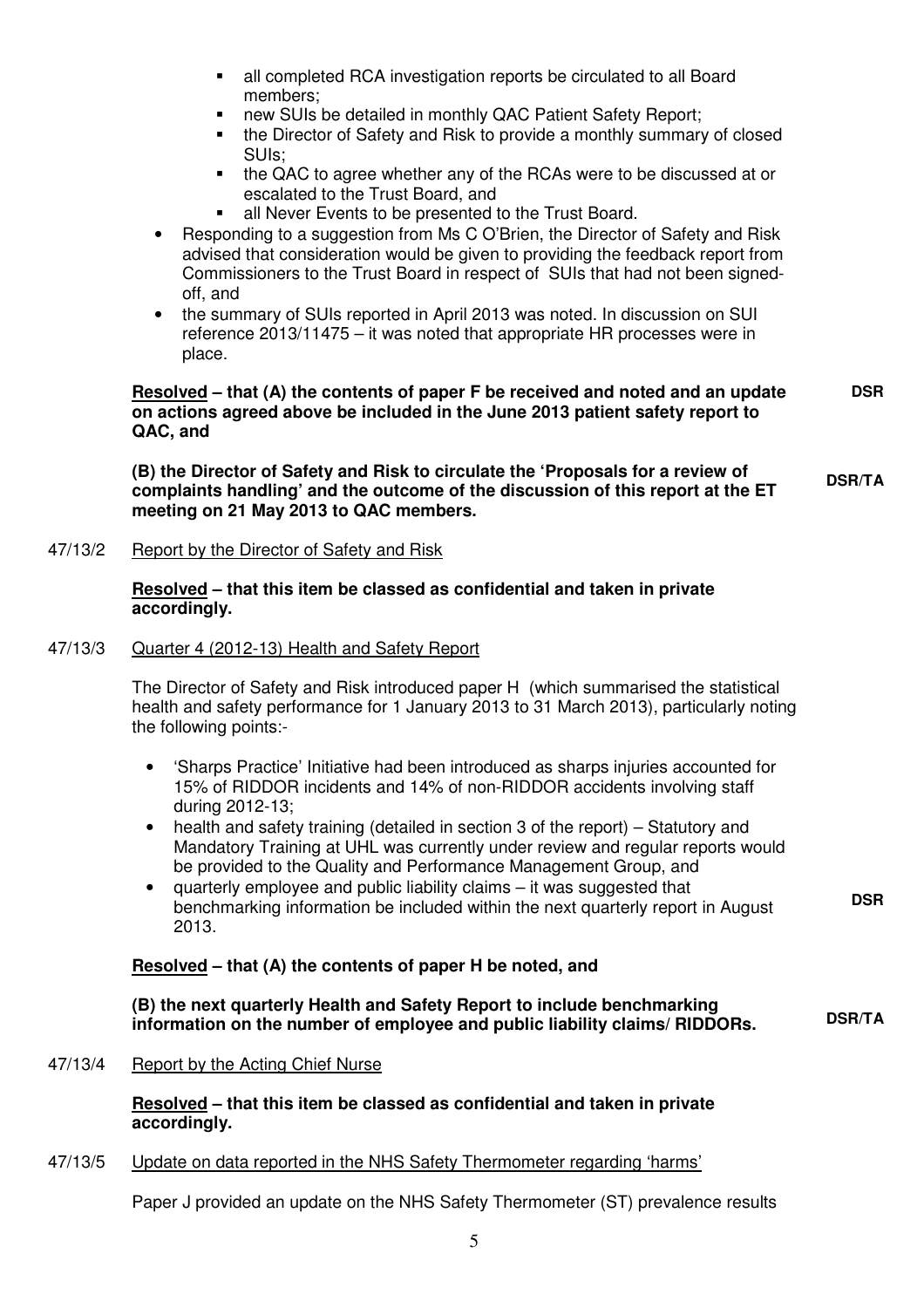- all completed RCA investigation reports be circulated to all Board members;
  - new SUIs be detailed in monthly QAC Patient Safety Report;
  - the Director of Safety and Risk to provide a monthly summary of closed SUIs;
  - the QAC to agree whether any of the RCAs were to be discussed at or escalated to the Trust Board, and
  - all Never Events to be presented to the Trust Board.
- Responding to a suggestion from Ms C O'Brien, the Director of Safety and Risk advised that consideration would be given to providing the feedback report from Commissioners to the Trust Board in respect of SUIs that had not been signed-off, and
- the summary of SUIs reported in April 2013 was noted. In discussion on SUI reference 2013/11475 – it was noted that appropriate HR processes were in place.

**Resolved – that (A) the contents of paper F be received and noted and an update on actions agreed above be included in the June 2013 patient safety report to QAC, and** **DSR**

**(B) the Director of Safety and Risk to circulate the 'Proposals for a review of complaints handling' and the outcome of the discussion of this report at the ET meeting on 21 May 2013 to QAC members.** **DSR/TA**

47/13/2 Report by the Director of Safety and Risk

**Resolved – that this item be classed as confidential and taken in private accordingly.**

47/13/3 Quarter 4 (2012-13) Health and Safety Report

The Director of Safety and Risk introduced paper H (which summarised the statistical health and safety performance for 1 January 2013 to 31 March 2013), particularly noting the following points:-

- 'Sharps Practice' Initiative had been introduced as sharps injuries accounted for 15% of RIDDOR incidents and 14% of non-RIDDOR accidents involving staff during 2012-13;
- health and safety training (detailed in section 3 of the report) – Statutory and Mandatory Training at UHL was currently under review and regular reports would be provided to the Quality and Performance Management Group, and
- quarterly employee and public liability claims – it was suggested that benchmarking information be included within the next quarterly report in August 2013. **DSR**

**Resolved – that (A) the contents of paper H be noted, and**

**(B) the next quarterly Health and Safety Report to include benchmarking information on the number of employee and public liability claims/ RIDDORs.** **DSR/TA**

47/13/4 Report by the Acting Chief Nurse

**Resolved – that this item be classed as confidential and taken in private accordingly.**

47/13/5 Update on data reported in the NHS Safety Thermometer regarding 'harms'

Paper J provided an update on the NHS Safety Thermometer (ST) prevalence results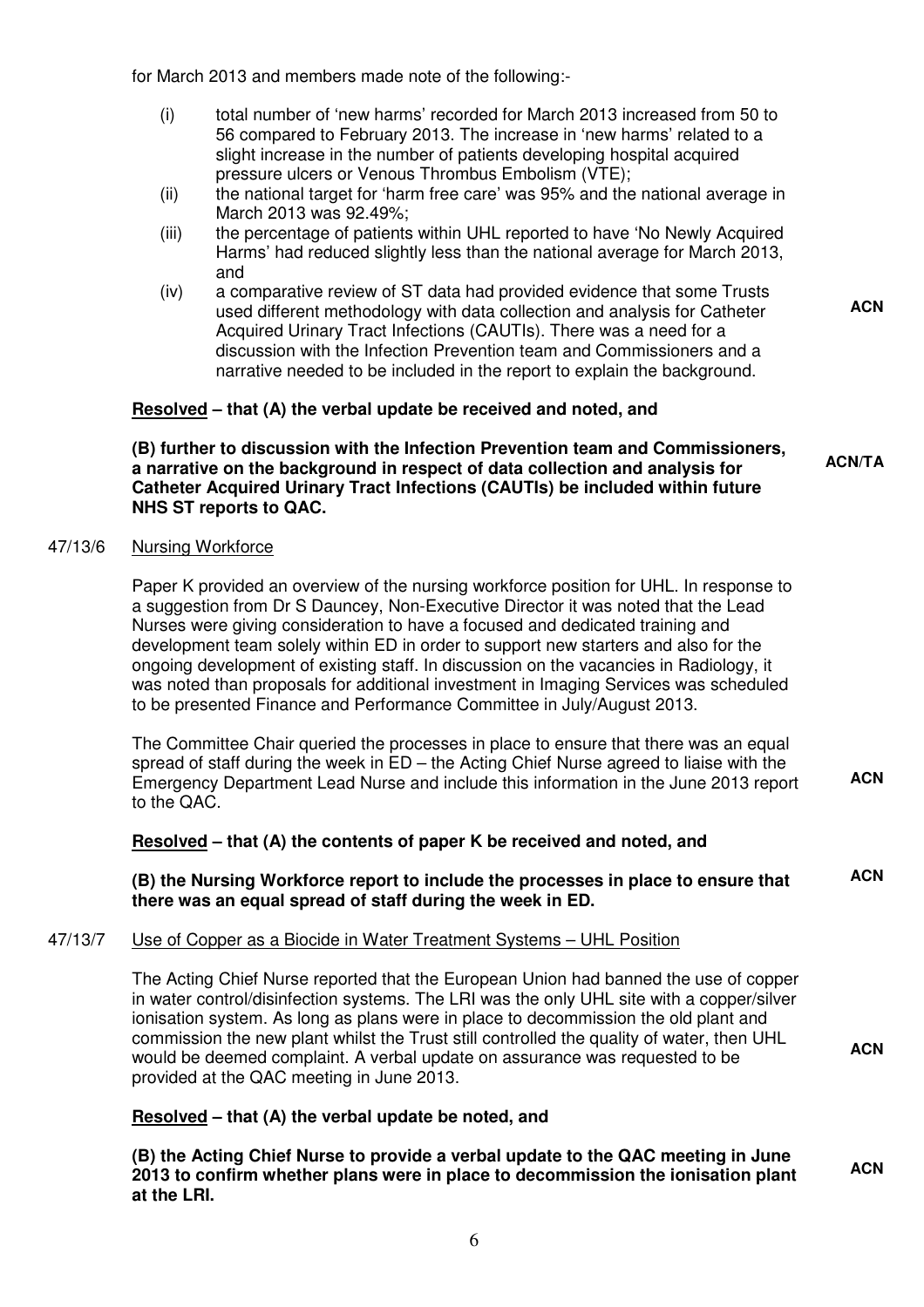for March 2013 and members made note of the following:-

(i) total number of 'new harms' recorded for March 2013 increased from 50 to 56 compared to February 2013. The increase in 'new harms' related to a slight increase in the number of patients developing hospital acquired pressure ulcers or Venous Thrombus Embolism (VTE);

(ii) the national target for 'harm free care' was 95% and the national average in March 2013 was 92.49%;

(iii) the percentage of patients within UHL reported to have 'No Newly Acquired Harms' had reduced slightly less than the national average for March 2013, and

(iv) a comparative review of ST data had provided evidence that some Trusts used different methodology with data collection and analysis for Catheter Acquired Urinary Tract Infections (CAUTIs). There was a need for a discussion with the Infection Prevention team and Commissioners and a narrative needed to be included in the report to explain the background. **ACN**

**Resolved – that (A) the verbal update be received and noted, and**

**(B) further to discussion with the Infection Prevention team and Commissioners, a narrative on the background in respect of data collection and analysis for Catheter Acquired Urinary Tract Infections (CAUTIs) be included within future NHS ST reports to QAC.** **ACN/TA**

47/13/6 Nursing Workforce

Paper K provided an overview of the nursing workforce position for UHL. In response to a suggestion from Dr S Dauncey, Non-Executive Director it was noted that the Lead Nurses were giving consideration to have a focused and dedicated training and development team solely within ED in order to support new starters and also for the ongoing development of existing staff. In discussion on the vacancies in Radiology, it was noted than proposals for additional investment in Imaging Services was scheduled to be presented Finance and Performance Committee in July/August 2013.

The Committee Chair queried the processes in place to ensure that there was an equal spread of staff during the week in ED – the Acting Chief Nurse agreed to liaise with the Emergency Department Lead Nurse and include this information in the June 2013 report to the QAC. **ACN**

**Resolved – that (A) the contents of paper K be received and noted, and**

**(B) the Nursing Workforce report to include the processes in place to ensure that there was an equal spread of staff during the week in ED.** **ACN**

47/13/7 Use of Copper as a Biocide in Water Treatment Systems – UHL Position

The Acting Chief Nurse reported that the European Union had banned the use of copper in water control/disinfection systems. The LRI was the only UHL site with a copper/silver ionisation system. As long as plans were in place to decommission the old plant and commission the new plant whilst the Trust still controlled the quality of water, then UHL would be deemed complaint. A verbal update on assurance was requested to be provided at the QAC meeting in June 2013. **ACN**

**Resolved – that (A) the verbal update be noted, and**

**(B) the Acting Chief Nurse to provide a verbal update to the QAC meeting in June 2013 to confirm whether plans were in place to decommission the ionisation plant at the LRI.** **ACN**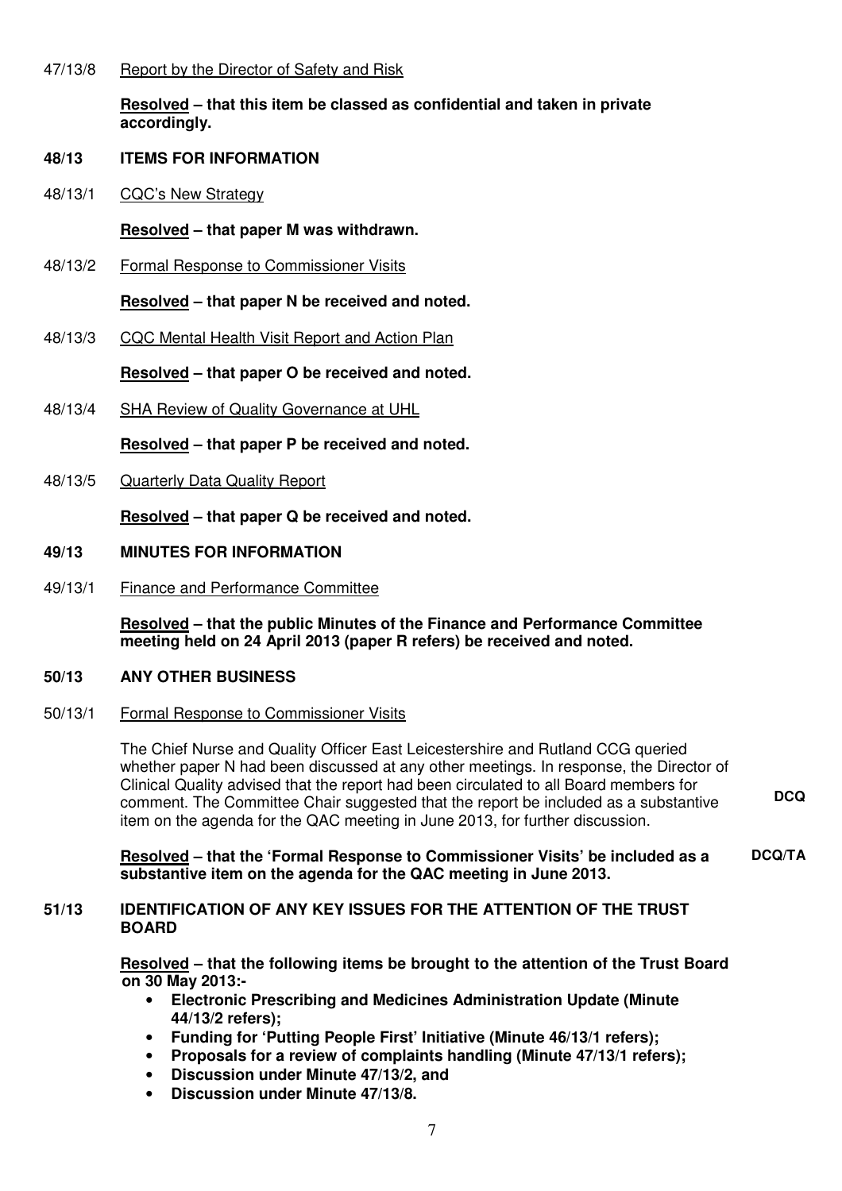47/13/8 Report by the Director of Safety and Risk

**Resolved – that this item be classed as confidential and taken in private accordingly.**

**48/13 ITEMS FOR INFORMATION**

48/13/1 CQC's New Strategy

**Resolved – that paper M was withdrawn.**

48/13/2 Formal Response to Commissioner Visits

**Resolved – that paper N be received and noted.**

48/13/3 CQC Mental Health Visit Report and Action Plan

**Resolved – that paper O be received and noted.**

48/13/4 SHA Review of Quality Governance at UHL

**Resolved – that paper P be received and noted.**

48/13/5 Quarterly Data Quality Report

**Resolved – that paper Q be received and noted.**

**49/13 MINUTES FOR INFORMATION**

49/13/1 Finance and Performance Committee

**Resolved – that the public Minutes of the Finance and Performance Committee meeting held on 24 April 2013 (paper R refers) be received and noted.**

**50/13 ANY OTHER BUSINESS**

50/13/1 Formal Response to Commissioner Visits

The Chief Nurse and Quality Officer East Leicestershire and Rutland CCG queried whether paper N had been discussed at any other meetings. In response, the Director of Clinical Quality advised that the report had been circulated to all Board members for comment. The Committee Chair suggested that the report be included as a substantive item on the agenda for the QAC meeting in June 2013, for further discussion. **DCQ**

**Resolved – that the 'Formal Response to Commissioner Visits' be included as a substantive item on the agenda for the QAC meeting in June 2013.** **DCQ/TA**

**51/13 IDENTIFICATION OF ANY KEY ISSUES FOR THE ATTENTION OF THE TRUST BOARD**

**Resolved – that the following items be brought to the attention of the Trust Board on 30 May 2013:-**

- **Electronic Prescribing and Medicines Administration Update (Minute 44/13/2 refers);**
- **Funding for 'Putting People First' Initiative (Minute 46/13/1 refers);**
- **Proposals for a review of complaints handling (Minute 47/13/1 refers);**
- **Discussion under Minute 47/13/2, and**
- **Discussion under Minute 47/13/8.**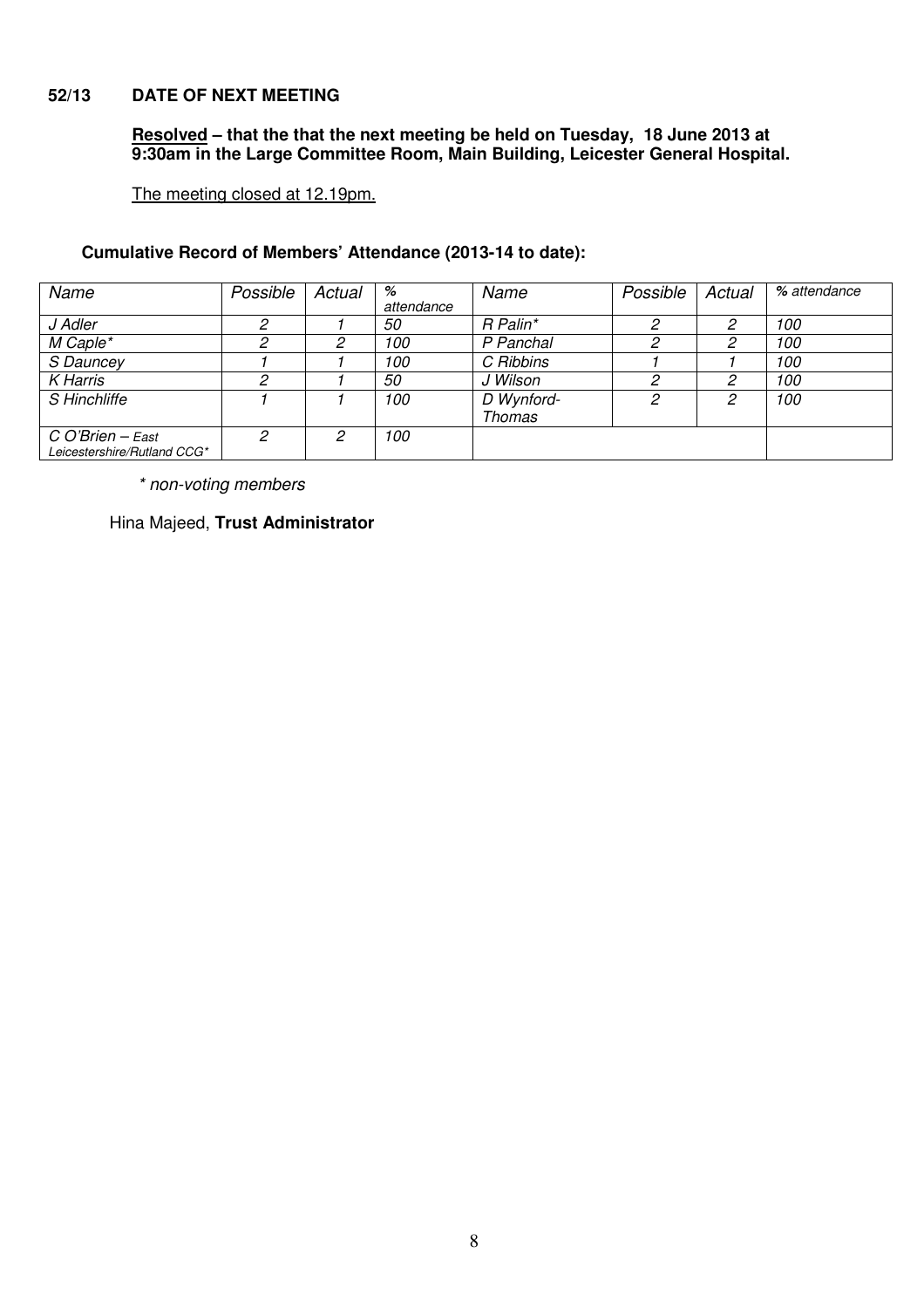## 52/13 DATE OF NEXT MEETING

**Resolved – that the that the next meeting be held on Tuesday, 18 June 2013 at 9:30am in the Large Committee Room, Main Building, Leicester General Hospital.**

The meeting closed at 12.19pm.

**Cumulative Record of Members' Attendance (2013-14 to date):**

| *Name* | *Possible* | *Actual* | *% attendance* | *Name* | *Possible* | *Actual* | *% attendance* |
|---|---|---|---|---|---|---|---|
| *J Adler* | *2* | *1* | *50* | *R Palin** | *2* | *2* | *100* |
| *M Caple** | *2* | *2* | *100* | *P Panchal* | *2* | *2* | *100* |
| *S Dauncey* | *1* | *1* | *100* | *C Ribbins* | *1* | *1* | *100* |
| *K Harris* | *2* | *1* | *50* | *J Wilson* | *2* | *2* | *100* |
| *S Hinchliffe* | *1* | *1* | *100* | *D Wynford-Thomas* | *2* | *2* | *100* |
| *C O'Brien – East Leicestershire/Rutland CCG** | *2* | *2* | *100* | | | | |

*\* non-voting members*

Hina Majeed, **Trust Administrator**